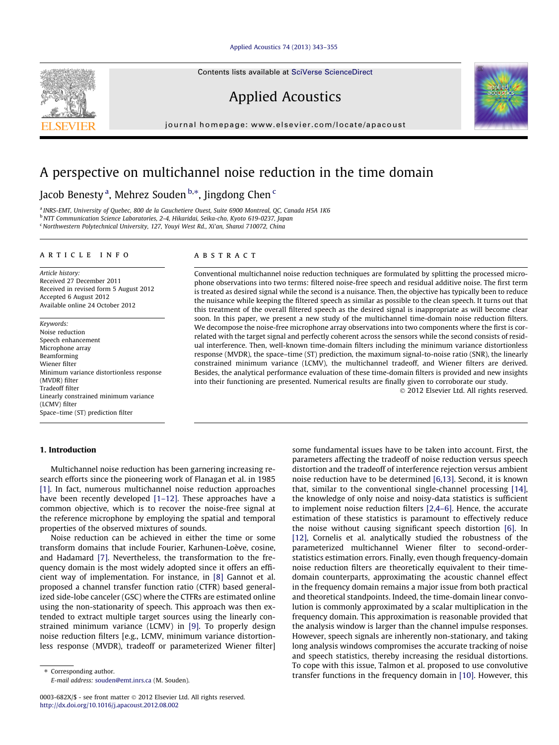# A perspective on multichannel noise reduction in the time domain

Jacob Benesty [a], Mehrez Souden [b,*], Jingdong Chen [c]

[a] INRS-EMT, University of Quebec, 800 de la Gauchetiere Ouest, Suite 6900 Montreal, QC, Canada H5A 1K6
[b] NTT Communication Science Laboratories, 2-4, Hikaridai, Seika-cho, Kyoto 619-0237, Japan
[c] Northwestern Polytechnical University, 127, Youyi West Rd., Xi'an, Shanxi 710072, China

**ARTICLE INFO**

*Article history:*
Received 27 December 2011
Received in revised form 5 August 2012
Accepted 6 August 2012
Available online 24 October 2012

*Keywords:*
Noise reduction
Speech enhancement
Microphone array
Beamforming
Wiener filter
Minimum variance distortionless response (MVDR) filter
Tradeoff filter
Linearly constrained minimum variance (LCMV) filter
Space–time (ST) prediction filter

**ABSTRACT**

Conventional multichannel noise reduction techniques are formulated by splitting the processed microphone observations into two terms: filtered noise-free speech and residual additive noise. The first term is treated as desired signal while the second is a nuisance. Then, the objective has typically been to reduce the nuisance while keeping the filtered speech as similar as possible to the clean speech. It turns out that this treatment of the overall filtered speech as the desired signal is inappropriate as will become clear soon. In this paper, we present a new study of the multichannel time-domain noise reduction filters. We decompose the noise-free microphone array observations into two components where the first is correlated with the target signal and perfectly coherent across the sensors while the second consists of residual interference. Then, well-known time-domain filters including the minimum variance distortionless response (MVDR), the space–time (ST) prediction, the maximum signal-to-noise ratio (SNR), the linearly constrained minimum variance (LCMV), the multichannel tradeoff, and Wiener filters are derived. Besides, the analytical performance evaluation of these time-domain filters is provided and new insights into their functioning are presented. Numerical results are finally given to corroborate our study.

© 2012 Elsevier Ltd. All rights reserved.

## 1. Introduction

Multichannel noise reduction has been garnering increasing research efforts since the pioneering work of Flanagan et al. in 1985 [1]. In fact, numerous multichannel noise reduction approaches have been recently developed [1–12]. These approaches have a common objective, which is to recover the noise-free signal at the reference microphone by employing the spatial and temporal properties of the observed mixtures of sounds.

Noise reduction can be achieved in either the time or some transform domains that include Fourier, Karhunen-Loève, cosine, and Hadamard [7]. Nevertheless, the transformation to the frequency domain is the most widely adopted since it offers an efficient way of implementation. For instance, in [8] Gannot et al. proposed a channel transfer function ratio (CTFR) based generalized side-lobe canceler (GSC) where the CTFRs are estimated online using the non-stationarity of speech. This approach was then extended to extract multiple target sources using the linearly constrained minimum variance (LCMV) in [9]. To properly design noise reduction filters [e.g., LCMV, minimum variance distortionless response (MVDR), tradeoff or parameterized Wiener filter] some fundamental issues have to be taken into account. First, the parameters affecting the tradeoff of noise reduction versus speech distortion and the tradeoff of interference rejection versus ambient noise reduction have to be determined [6,13]. Second, it is known that, similar to the conventional single-channel processing [14], the knowledge of only noise and noisy-data statistics is sufficient to implement noise reduction filters [2,4–6]. Hence, the accurate estimation of these statistics is paramount to effectively reduce the noise without causing significant speech distortion [6]. In [12], Cornelis et al. analytically studied the robustness of the parameterized multichannel Wiener filter to second-order-statistics estimation errors. Finally, even though frequency-domain noise reduction filters are theoretically equivalent to their time-domain counterparts, approximating the acoustic channel effect in the frequency domain remains a major issue from both practical and theoretical standpoints. Indeed, the time-domain linear convolution is commonly approximated by a scalar multiplication in the frequency domain. This approximation is reasonable provided that the analysis window is larger than the channel impulse responses. However, speech signals are inherently non-stationary, and taking long analysis windows compromises the accurate tracking of noise and speech statistics, thereby increasing the residual distortions. To cope with this issue, Talmon et al. proposed to use convolutive transfer functions in the frequency domain in [10]. However, this

* Corresponding author.
E-mail address: souden@emt.inrs.ca (M. Souden).

0003-682X/$ - see front matter © 2012 Elsevier Ltd. All rights reserved.
http://dx.doi.org/10.1016/j.apacoust.2012.08.002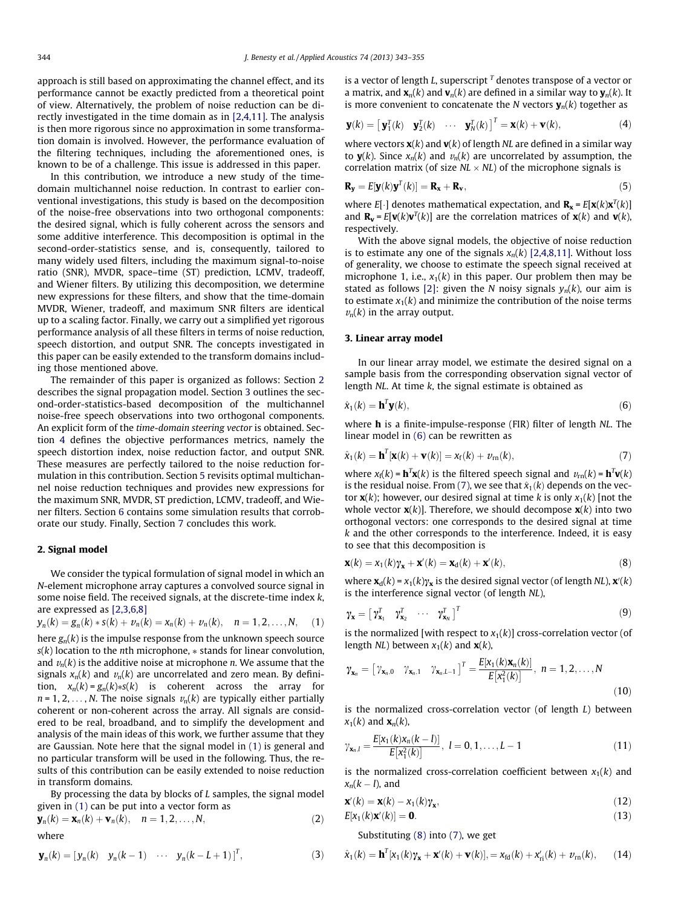approach is still based on approximating the channel effect, and its performance cannot be exactly predicted from a theoretical point of view. Alternatively, the problem of noise reduction can be directly investigated in the time domain as in [2,4,11]. The analysis is then more rigorous since no approximation in some transformation domain is involved. However, the performance evaluation of the filtering techniques, including the aforementioned ones, is known to be of a challenge. This issue is addressed in this paper.

In this contribution, we introduce a new study of the time-domain multichannel noise reduction. In contrast to earlier conventional investigations, this study is based on the decomposition of the noise-free observations into two orthogonal components: the desired signal, which is fully coherent across the sensors and some additive interference. This decomposition is optimal in the second-order-statistics sense, and is, consequently, tailored to many widely used filters, including the maximum signal-to-noise ratio (SNR), MVDR, space–time (ST) prediction, LCMV, tradeoff, and Wiener filters. By utilizing this decomposition, we determine new expressions for these filters, and show that the time-domain MVDR, Wiener, tradeoff, and maximum SNR filters are identical up to a scaling factor. Finally, we carry out a simplified yet rigorous performance analysis of all these filters in terms of noise reduction, speech distortion, and output SNR. The concepts investigated in this paper can be easily extended to the transform domains including those mentioned above.

The remainder of this paper is organized as follows: Section 2 describes the signal propagation model. Section 3 outlines the second-order-statistics-based decomposition of the multichannel noise-free speech observations into two orthogonal components. An explicit form of the *time-domain steering vector* is obtained. Section 4 defines the objective performances metrics, namely the speech distortion index, noise reduction factor, and output SNR. These measures are perfectly tailored to the noise reduction formulation in this contribution. Section 5 revisits optimal multichannel noise reduction techniques and provides new expressions for the maximum SNR, MVDR, ST prediction, LCMV, tradeoff, and Wiener filters. Section 6 contains some simulation results that corroborate our study. Finally, Section 7 concludes this work.

## 2. Signal model

We consider the typical formulation of signal model in which an $N$-element microphone array captures a convolved source signal in some noise field. The received signals, at the discrete-time index $k$, are expressed as [2,3,6,8]

$$y_n(k) = g_n(k) * s(k) + v_n(k) = x_n(k) + v_n(k), \quad n = 1, 2, \ldots, N, \tag{1}$$

here $g_n(k)$ is the impulse response from the unknown speech source $s(k)$ location to the $n$th microphone, $*$ stands for linear convolution, and $v_n(k)$ is the additive noise at microphone $n$. We assume that the signals $x_n(k)$ and $v_n(k)$ are uncorrelated and zero mean. By definition, $x_n(k) = g_n(k)*s(k)$ is coherent across the array for $n = 1, 2, \ldots, N$. The noise signals $v_n(k)$ are typically either partially coherent or non-coherent across the array. All signals are considered to be real, broadband, and to simplify the development and analysis of the main ideas of this work, we further assume that they are Gaussian. Note here that the signal model in (1) is general and no particular transform will be used in the following. Thus, the results of this contribution can be easily extended to noise reduction in transform domains.

By processing the data by blocks of $L$ samples, the signal model given in (1) can be put into a vector form as

$$\mathbf{y}_n(k) = \mathbf{x}_n(k) + \mathbf{v}_n(k), \quad n = 1, 2, \ldots, N, \tag{2}$$

where

$$\mathbf{y}_n(k) = \begin{bmatrix} y_n(k) & y_n(k-1) & \cdots & y_n(k-L+1) \end{bmatrix}^T, \tag{3}$$

is a vector of length $L$, superscript $^T$ denotes transpose of a vector or a matrix, and $\mathbf{x}_n(k)$ and $\mathbf{v}_n(k)$ are defined in a similar way to $\mathbf{y}_n(k)$. It is more convenient to concatenate the $N$ vectors $\mathbf{y}_n(k)$ together as

$$\mathbf{y}(k) = \begin{bmatrix} \mathbf{y}_1^T(k) & \mathbf{y}_2^T(k) & \cdots & \mathbf{y}_N^T(k) \end{bmatrix}^T = \mathbf{x}(k) + \mathbf{v}(k), \tag{4}$$

where vectors $\mathbf{x}(k)$ and $\mathbf{v}(k)$ of length $NL$ are defined in a similar way to $\mathbf{y}(k)$. Since $x_n(k)$ and $v_n(k)$ are uncorrelated by assumption, the correlation matrix (of size $NL \times NL$) of the microphone signals is

$$\mathbf{R}_\mathbf{y} = E[\mathbf{y}(k)\mathbf{y}^T(k)] = \mathbf{R}_\mathbf{x} + \mathbf{R}_\mathbf{v}, \tag{5}$$

where $E[\cdot]$ denotes mathematical expectation, and $\mathbf{R}_\mathbf{x} = E[\mathbf{x}(k)\mathbf{x}^T(k)]$ and $\mathbf{R}_\mathbf{v} = E[\mathbf{v}(k)\mathbf{v}^T(k)]$ are the correlation matrices of $\mathbf{x}(k)$ and $\mathbf{v}(k)$, respectively.

With the above signal models, the objective of noise reduction is to estimate any one of the signals $x_n(k)$ [2,4,8,11]. Without loss of generality, we choose to estimate the speech signal received at microphone 1, i.e., $x_1(k)$ in this paper. Our problem then may be stated as follows [2]: given the $N$ noisy signals $y_n(k)$, our aim is to estimate $x_1(k)$ and minimize the contribution of the noise terms $v_n(k)$ in the array output.

## 3. Linear array model

In our linear array model, we estimate the desired signal on a sample basis from the corresponding observation signal vector of length $NL$. At time $k$, the signal estimate is obtained as

$$\hat{x}_1(k) = \mathbf{h}^T\mathbf{y}(k), \tag{6}$$

where $\mathbf{h}$ is a finite-impulse-response (FIR) filter of length $NL$. The linear model in (6) can be rewritten as

$$\hat{x}_1(k) = \mathbf{h}^T[\mathbf{x}(k) + \mathbf{v}(k)] = x_\mathrm{f}(k) + v_\mathrm{rn}(k), \tag{7}$$

where $x_\mathrm{f}(k) = \mathbf{h}^T\mathbf{x}(k)$ is the filtered speech signal and $v_\mathrm{rn}(k) = \mathbf{h}^T\mathbf{v}(k)$ is the residual noise. From (7), we see that $\hat{x}_1(k)$ depends on the vector $\mathbf{x}(k)$; however, our desired signal at time $k$ is only $x_1(k)$ [not the whole vector $\mathbf{x}(k)$]. Therefore, we should decompose $\mathbf{x}(k)$ into two orthogonal vectors: one corresponds to the desired signal at time $k$ and the other corresponds to the interference. Indeed, it is easy to see that this decomposition is

$$\mathbf{x}(k) = x_1(k)\boldsymbol{\gamma}_\mathbf{x} + \mathbf{x}'(k) = \mathbf{x}_\mathrm{d}(k) + \mathbf{x}'(k), \tag{8}$$

where $\mathbf{x}_\mathrm{d}(k) = x_1(k)\boldsymbol{\gamma}_\mathbf{x}$ is the desired signal vector (of length $NL$), $\mathbf{x}'(k)$ is the interference signal vector (of length $NL$),

$$\boldsymbol{\gamma}_\mathbf{x} = \begin{bmatrix} \boldsymbol{\gamma}_{\mathbf{x}_1}^T & \boldsymbol{\gamma}_{\mathbf{x}_2}^T & \cdots & \boldsymbol{\gamma}_{\mathbf{x}_N}^T \end{bmatrix}^T \tag{9}$$

is the normalized [with respect to $x_1(k)$] cross-correlation vector (of length $NL$) between $x_1(k)$ and $\mathbf{x}(k)$,

$$\boldsymbol{\gamma}_{\mathbf{x}_n} = \begin{bmatrix} \gamma_{\mathbf{x}_n,0} & \gamma_{\mathbf{x}_n,1} & \gamma_{\mathbf{x}_n,L-1} \end{bmatrix}^T = \frac{E[x_1(k)\mathbf{x}_n(k)]}{E[x_1^2(k)]}, \; n = 1, 2, \ldots, N \tag{10}$$

is the normalized cross-correlation vector (of length $L$) between $x_1(k)$ and $\mathbf{x}_n(k)$,

$$\gamma_{\mathbf{x}_n,l} = \frac{E[x_1(k)x_n(k-l)]}{E[x_1^2(k)]}, \; l = 0, 1, \ldots, L-1 \tag{11}$$

is the normalized cross-correlation coefficient between $x_1(k)$ and $x_n(k-l)$, and

$$\mathbf{x}'(k) = \mathbf{x}(k) - x_1(k)\boldsymbol{\gamma}_\mathbf{x}, \tag{12}$$

$$E[x_1(k)\mathbf{x}'(k)] = \mathbf{0}. \tag{13}$$

Substituting (8) into (7), we get

$$\hat{x}_1(k) = \mathbf{h}^T[x_1(k)\boldsymbol{\gamma}_\mathbf{x} + \mathbf{x}'(k) + \mathbf{v}(k)], = x_\mathrm{fd}(k) + x'_\mathrm{ri}(k) + v_\mathrm{rn}(k), \tag{14}$$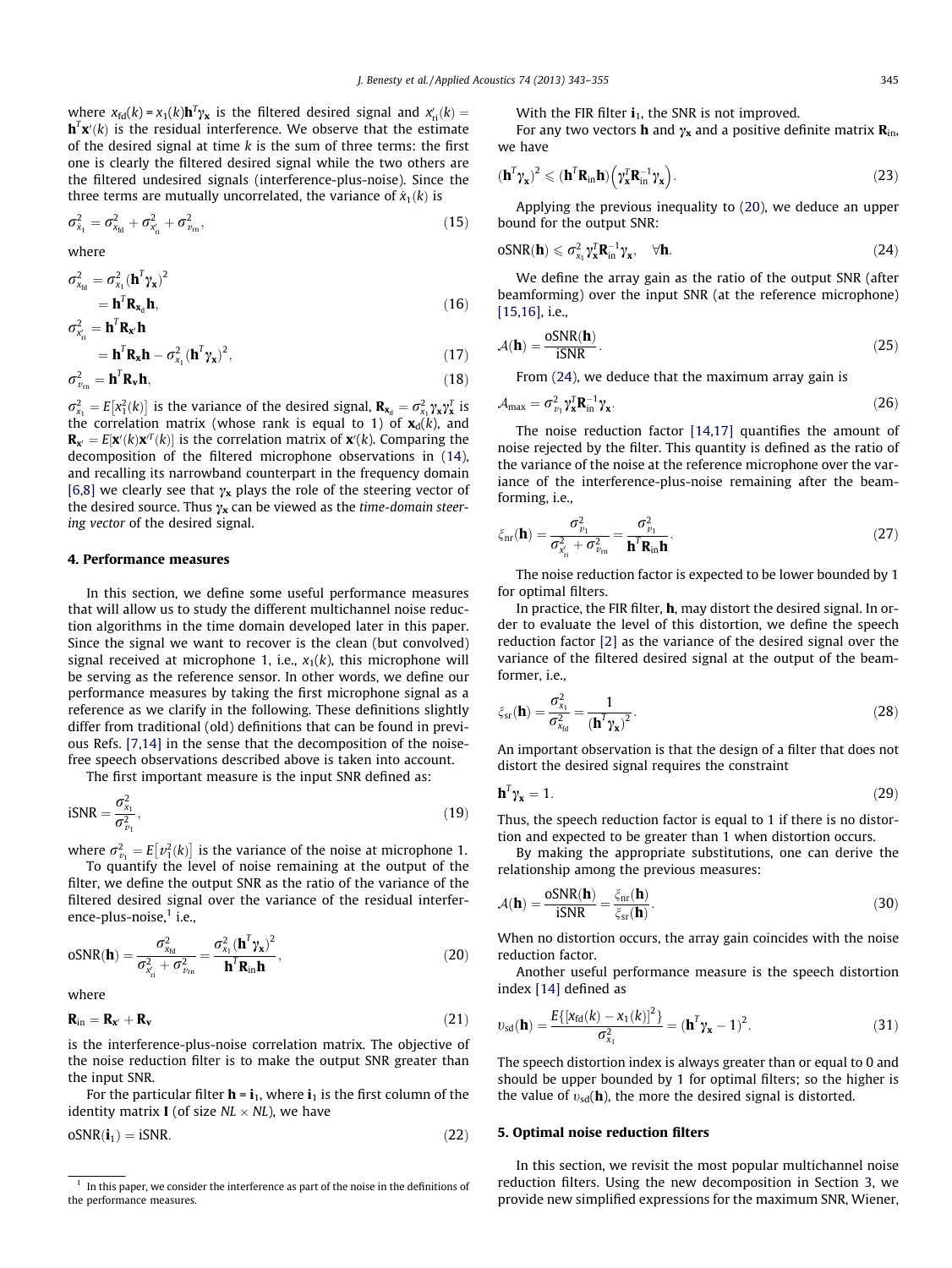where $x_{\rm fd}(k) = x_1(k)\mathbf{h}^T\boldsymbol{\gamma}_{\mathbf{x}}$ is the filtered desired signal and $x'_{\rm ri}(k) = \mathbf{h}^T\mathbf{x}'(k)$ is the residual interference. We observe that the estimate of the desired signal at time $k$ is the sum of three terms: the first one is clearly the filtered desired signal while the two others are the filtered undesired signals (interference-plus-noise). Since the three terms are mutually uncorrelated, the variance of $\hat{x}_1(k)$ is

$$\sigma^2_{\hat{x}_1} = \sigma^2_{x_{\rm fd}} + \sigma^2_{x'_{\rm ri}} + \sigma^2_{v_{\rm rn}}, \tag{15}$$

where

$$\sigma^2_{x_{\rm fd}} = \sigma^2_{x_1}(\mathbf{h}^T\boldsymbol{\gamma}_{\mathbf{x}})^2 = \mathbf{h}^T\mathbf{R}_{\mathbf{x}_{\rm d}}\mathbf{h}, \tag{16}$$

$$\sigma^2_{x'_{\rm ri}} = \mathbf{h}^T\mathbf{R}_{\mathbf{x}'}\mathbf{h} = \mathbf{h}^T\mathbf{R}_{\mathbf{x}}\mathbf{h} - \sigma^2_{x_1}(\mathbf{h}^T\boldsymbol{\gamma}_{\mathbf{x}})^2, \tag{17}$$

$$\sigma^2_{v_{\rm rn}} = \mathbf{h}^T\mathbf{R}_{\mathbf{v}}\mathbf{h}, \tag{18}$$

$\sigma^2_{x_1} = E[x_1^2(k)]$ is the variance of the desired signal, $\mathbf{R}_{\mathbf{x}_{\rm d}} = \sigma^2_{x_1}\boldsymbol{\gamma}_{\mathbf{x}}\boldsymbol{\gamma}_{\mathbf{x}}^T$ is the correlation matrix (whose rank is equal to 1) of $\mathbf{x}_{\rm d}(k)$, and $\mathbf{R}_{\mathbf{x}'} = E[\mathbf{x}'(k)\mathbf{x}'^T(k)]$ is the correlation matrix of $\mathbf{x}'(k)$. Comparing the decomposition of the filtered microphone observations in (14), and recalling its narrowband counterpart in the frequency domain [6,8] we clearly see that $\boldsymbol{\gamma}_{\mathbf{x}}$ plays the role of the steering vector of the desired source. Thus $\boldsymbol{\gamma}_{\mathbf{x}}$ can be viewed as the *time-domain steering vector* of the desired signal.

## 4. Performance measures

In this section, we define some useful performance measures that will allow us to study the different multichannel noise reduction algorithms in the time domain developed later in this paper. Since the signal we want to recover is the clean (but convolved) signal received at microphone 1, i.e., $x_1(k)$, this microphone will be serving as the reference sensor. In other words, we define our performance measures by taking the first microphone signal as a reference as we clarify in the following. These definitions slightly differ from traditional (old) definitions that can be found in previous Refs. [7,14] in the sense that the decomposition of the noise-free speech observations described above is taken into account.

The first important measure is the input SNR defined as:

$$\text{iSNR} = \frac{\sigma^2_{x_1}}{\sigma^2_{v_1}}, \tag{19}$$

where $\sigma^2_{v_1} = E[v_1^2(k)]$ is the variance of the noise at microphone 1.

To quantify the level of noise remaining at the output of the filter, we define the output SNR as the ratio of the variance of the filtered desired signal over the variance of the residual interference-plus-noise,[1] i.e.,

$$\text{oSNR}(\mathbf{h}) = \frac{\sigma^2_{x_{\rm fd}}}{\sigma^2_{x'_{\rm ri}} + \sigma^2_{v_{\rm rn}}} = \frac{\sigma^2_{x_1}(\mathbf{h}^T\boldsymbol{\gamma}_{\mathbf{x}})^2}{\mathbf{h}^T\mathbf{R}_{\rm in}\mathbf{h}}, \tag{20}$$

where

$$\mathbf{R}_{\rm in} = \mathbf{R}_{\mathbf{x}'} + \mathbf{R}_{\mathbf{v}} \tag{21}$$

is the interference-plus-noise correlation matrix. The objective of the noise reduction filter is to make the output SNR greater than the input SNR.

For the particular filter $\mathbf{h} = \mathbf{i}_1$, where $\mathbf{i}_1$ is the first column of the identity matrix $\mathbf{I}$ (of size $NL \times NL$), we have

$$\text{oSNR}(\mathbf{i}_1) = \text{iSNR}. \tag{22}$$

[1] In this paper, we consider the interference as part of the noise in the definitions of the performance measures.

With the FIR filter $\mathbf{i}_1$, the SNR is not improved.

For any two vectors $\mathbf{h}$ and $\boldsymbol{\gamma}_{\mathbf{x}}$ and a positive definite matrix $\mathbf{R}_{\rm in}$, we have

$$(\mathbf{h}^T\boldsymbol{\gamma}_{\mathbf{x}})^2 \leqslant (\mathbf{h}^T\mathbf{R}_{\rm in}\mathbf{h})\left(\boldsymbol{\gamma}_{\mathbf{x}}^T\mathbf{R}_{\rm in}^{-1}\boldsymbol{\gamma}_{\mathbf{x}}\right). \tag{23}$$

Applying the previous inequality to (20), we deduce an upper bound for the output SNR:

$$\text{oSNR}(\mathbf{h}) \leqslant \sigma^2_{x_1}\boldsymbol{\gamma}_{\mathbf{x}}^T\mathbf{R}_{\rm in}^{-1}\boldsymbol{\gamma}_{\mathbf{x}}, \quad \forall \mathbf{h}. \tag{24}$$

We define the array gain as the ratio of the output SNR (after beamforming) over the input SNR (at the reference microphone) [15,16], i.e.,

$$\mathcal{A}(\mathbf{h}) = \frac{\text{oSNR}(\mathbf{h})}{\text{iSNR}}. \tag{25}$$

From (24), we deduce that the maximum array gain is

$$\mathcal{A}_{\max} = \sigma^2_{v_1}\boldsymbol{\gamma}_{\mathbf{x}}^T\mathbf{R}_{\rm in}^{-1}\boldsymbol{\gamma}_{\mathbf{x}}. \tag{26}$$

The noise reduction factor [14,17] quantifies the amount of noise rejected by the filter. This quantity is defined as the ratio of the variance of the noise at the reference microphone over the variance of the interference-plus-noise remaining after the beamforming, i.e.,

$$\xi_{\rm nr}(\mathbf{h}) = \frac{\sigma^2_{v_1}}{\sigma^2_{x'_{\rm ri}} + \sigma^2_{v_{\rm rn}}} = \frac{\sigma^2_{v_1}}{\mathbf{h}^T\mathbf{R}_{\rm in}\mathbf{h}}. \tag{27}$$

The noise reduction factor is expected to be lower bounded by 1 for optimal filters.

In practice, the FIR filter, $\mathbf{h}$, may distort the desired signal. In order to evaluate the level of this distortion, we define the speech reduction factor [2] as the variance of the desired signal over the variance of the filtered desired signal at the output of the beamformer, i.e.,

$$\xi_{\rm sr}(\mathbf{h}) = \frac{\sigma^2_{x_1}}{\sigma^2_{x_{\rm fd}}} = \frac{1}{(\mathbf{h}^T\boldsymbol{\gamma}_{\mathbf{x}})^2}. \tag{28}$$

An important observation is that the design of a filter that does not distort the desired signal requires the constraint

$$\mathbf{h}^T\boldsymbol{\gamma}_{\mathbf{x}} = 1. \tag{29}$$

Thus, the speech reduction factor is equal to 1 if there is no distortion and expected to be greater than 1 when distortion occurs.

By making the appropriate substitutions, one can derive the relationship among the previous measures:

$$\mathcal{A}(\mathbf{h}) = \frac{\text{oSNR}(\mathbf{h})}{\text{iSNR}} = \frac{\xi_{\rm nr}(\mathbf{h})}{\xi_{\rm sr}(\mathbf{h})}. \tag{30}$$

When no distortion occurs, the array gain coincides with the noise reduction factor.

Another useful performance measure is the speech distortion index [14] defined as

$$v_{\rm sd}(\mathbf{h}) = \frac{E\{[x_{\rm fd}(k) - x_1(k)]^2\}}{\sigma^2_{x_1}} = (\mathbf{h}^T\boldsymbol{\gamma}_{\mathbf{x}} - 1)^2. \tag{31}$$

The speech distortion index is always greater than or equal to 0 and should be upper bounded by 1 for optimal filters; so the higher is the value of $v_{\rm sd}(\mathbf{h})$, the more the desired signal is distorted.

## 5. Optimal noise reduction filters

In this section, we revisit the most popular multichannel noise reduction filters. Using the new decomposition in Section 3, we provide new simplified expressions for the maximum SNR, Wiener,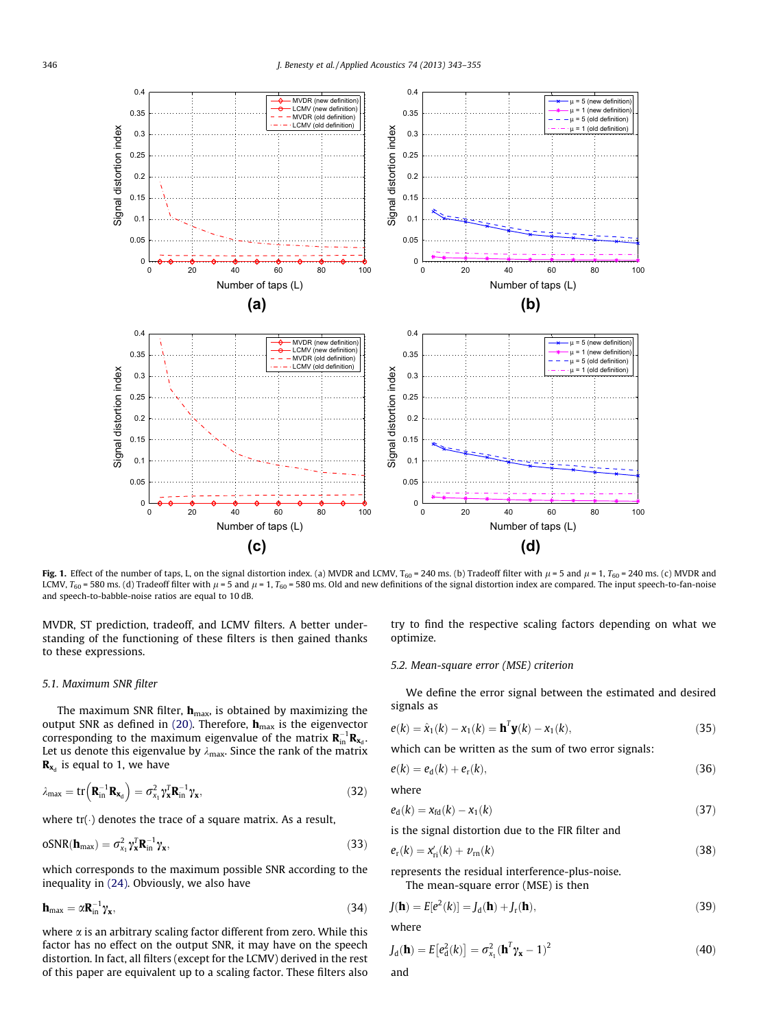**Fig. 1.** Effect of the number of taps, L, on the signal distortion index. (a) MVDR and LCMV, $T_{60}$ = 240 ms. (b) Tradeoff filter with $\mu$ = 5 and $\mu$ = 1, $T_{60}$ = 240 ms. (c) MVDR and LCMV, $T_{60}$ = 580 ms. (d) Tradeoff filter with $\mu$ = 5 and $\mu$ = 1, $T_{60}$ = 580 ms. Old and new definitions of the signal distortion index are compared. The input speech-to-fan-noise and speech-to-babble-noise ratios are equal to 10 dB.

MVDR, ST prediction, tradeoff, and LCMV filters. A better understanding of the functioning of these filters is then gained thanks to these expressions.

### 5.1. Maximum SNR filter

The maximum SNR filter, $\mathbf{h}_{\max}$, is obtained by maximizing the output SNR as defined in (20). Therefore, $\mathbf{h}_{\max}$ is the eigenvector corresponding to the maximum eigenvalue of the matrix $\mathbf{R}_{\text{in}}^{-1}\mathbf{R}_{\mathbf{x}_\text{d}}$. Let us denote this eigenvalue by $\lambda_{\max}$. Since the rank of the matrix $\mathbf{R}_{\mathbf{x}_\text{d}}$ is equal to 1, we have

$$\lambda_{\max} = \text{tr}\left(\mathbf{R}_{\text{in}}^{-1}\mathbf{R}_{\mathbf{x}_\text{d}}\right) = \sigma_{x_1}^2 \boldsymbol{\gamma}_{\mathbf{x}}^T \mathbf{R}_{\text{in}}^{-1}\boldsymbol{\gamma}_{\mathbf{x}}, \tag{32}$$

where $\text{tr}(\cdot)$ denotes the trace of a square matrix. As a result,

$$\text{oSNR}(\mathbf{h}_{\max}) = \sigma_{x_1}^2 \boldsymbol{\gamma}_{\mathbf{x}}^T \mathbf{R}_{\text{in}}^{-1}\boldsymbol{\gamma}_{\mathbf{x}}, \tag{33}$$

which corresponds to the maximum possible SNR according to the inequality in (24). Obviously, we also have

$$\mathbf{h}_{\max} = \alpha \mathbf{R}_{\text{in}}^{-1}\boldsymbol{\gamma}_{\mathbf{x}}, \tag{34}$$

where $\alpha$ is an arbitrary scaling factor different from zero. While this factor has no effect on the output SNR, it may have on the speech distortion. In fact, all filters (except for the LCMV) derived in the rest of this paper are equivalent up to a scaling factor. These filters also try to find the respective scaling factors depending on what we optimize.

### 5.2. Mean-square error (MSE) criterion

We define the error signal between the estimated and desired signals as

$$e(k) = \hat{x}_1(k) - x_1(k) = \mathbf{h}^T\mathbf{y}(k) - x_1(k), \tag{35}$$

which can be written as the sum of two error signals:

$$e(k) = e_\text{d}(k) + e_\text{r}(k), \tag{36}$$

where

$$e_\text{d}(k) = x_\text{fd}(k) - x_1(k) \tag{37}$$

is the signal distortion due to the FIR filter and

$$e_\text{r}(k) = x'_\text{ri}(k) + v_\text{rn}(k) \tag{38}$$

represents the residual interference-plus-noise.

The mean-square error (MSE) is then

$$J(\mathbf{h}) = E\left[e^2(k)\right] = J_\text{d}(\mathbf{h}) + J_\text{r}(\mathbf{h}), \tag{39}$$

where

$$J_\text{d}(\mathbf{h}) = E\left[e_\text{d}^2(k)\right] = \sigma_{x_1}^2\left(\mathbf{h}^T\boldsymbol{\gamma}_{\mathbf{x}} - 1\right)^2 \tag{40}$$

and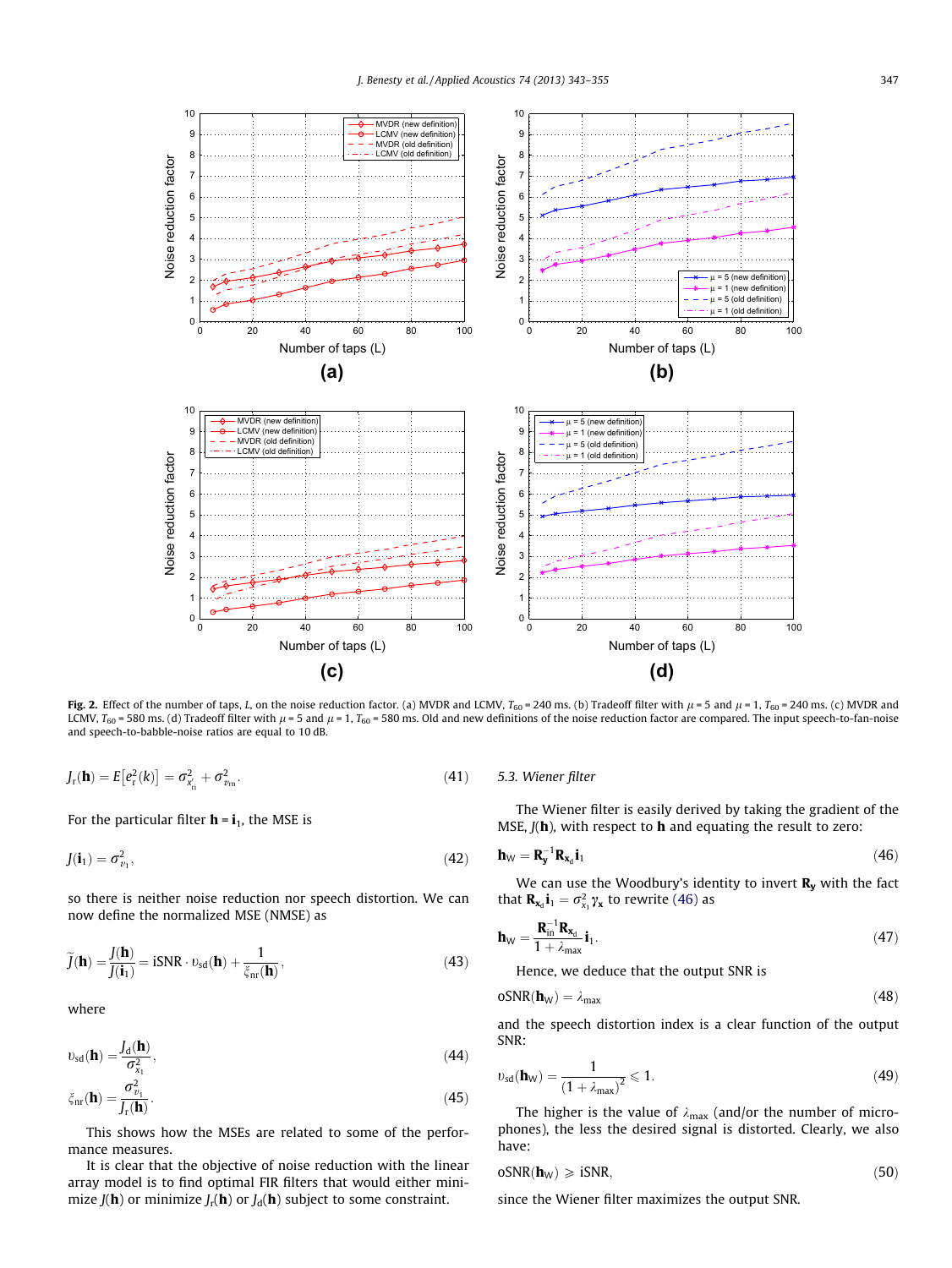Fig. 2. Effect of the number of taps, $L$, on the noise reduction factor. (a) MVDR and LCMV, $T_{60} = 240$ ms. (b) Tradeoff filter with $\mu = 5$ and $\mu = 1$, $T_{60} = 240$ ms. (c) MVDR and LCMV, $T_{60} = 580$ ms. (d) Tradeoff filter with $\mu = 5$ and $\mu = 1$, $T_{60} = 580$ ms. Old and new definitions of the noise reduction factor are compared. The input speech-to-fan-noise and speech-to-babble-noise ratios are equal to 10 dB.

$$J_{\mathrm{r}}(\mathbf{h}) = E\left[e_{\mathrm{r}}^2(k)\right] = \sigma_{x'_{\mathrm{ri}}}^2 + \sigma_{v_{\mathrm{rn}}}^2. \tag{41}$$

For the particular filter $\mathbf{h} = \mathbf{i}_1$, the MSE is

$$J(\mathbf{i}_1) = \sigma_{v_1}^2, \tag{42}$$

so there is neither noise reduction nor speech distortion. We can now define the normalized MSE (NMSE) as

$$\widetilde{J}(\mathbf{h}) = \frac{J(\mathbf{h})}{J(\mathbf{i}_1)} = \mathrm{iSNR} \cdot \upsilon_{\mathrm{sd}}(\mathbf{h}) + \frac{1}{\xi_{\mathrm{nr}}(\mathbf{h})}, \tag{43}$$

where

$$\upsilon_{\mathrm{sd}}(\mathbf{h}) = \frac{J_{\mathrm{d}}(\mathbf{h})}{\sigma_{x_1}^2}, \tag{44}$$

$$\xi_{\mathrm{nr}}(\mathbf{h}) = \frac{\sigma_{v_1}^2}{J_{\mathrm{r}}(\mathbf{h})}. \tag{45}$$

This shows how the MSEs are related to some of the performance measures.

It is clear that the objective of noise reduction with the linear array model is to find optimal FIR filters that would either minimize $J(\mathbf{h})$ or minimize $J_{\mathrm{r}}(\mathbf{h})$ or $J_{\mathrm{d}}(\mathbf{h})$ subject to some constraint.

### 5.3. Wiener filter

The Wiener filter is easily derived by taking the gradient of the MSE, $J(\mathbf{h})$, with respect to $\mathbf{h}$ and equating the result to zero:

$$\mathbf{h}_{\mathrm{W}} = \mathbf{R}_{\mathbf{y}}^{-1}\mathbf{R}_{\mathbf{x}_{\mathrm{d}}}\mathbf{i}_1 \tag{46}$$

We can use the Woodbury's identity to invert $\mathbf{R}_{\mathbf{y}}$ with the fact that $\mathbf{R}_{\mathbf{x}_{\mathrm{d}}}\mathbf{i}_1 = \sigma_{x_1}^2\gamma_{\mathbf{x}}$ to rewrite (46) as

$$\mathbf{h}_{\mathrm{W}} = \frac{\mathbf{R}_{\mathrm{in}}^{-1}\mathbf{R}_{\mathbf{x}_{\mathrm{d}}}}{1 + \lambda_{\max}}\mathbf{i}_1. \tag{47}$$

Hence, we deduce that the output SNR is

$$\mathrm{oSNR}(\mathbf{h}_{\mathrm{W}}) = \lambda_{\max} \tag{48}$$

and the speech distortion index is a clear function of the output SNR:

$$\upsilon_{\mathrm{sd}}(\mathbf{h}_{\mathrm{W}}) = \frac{1}{(1 + \lambda_{\max})^2} \leqslant 1. \tag{49}$$

The higher is the value of $\lambda_{\max}$ (and/or the number of microphones), the less the desired signal is distorted. Clearly, we also have:

$$\mathrm{oSNR}(\mathbf{h}_{\mathrm{W}}) \geqslant \mathrm{iSNR}, \tag{50}$$

since the Wiener filter maximizes the output SNR.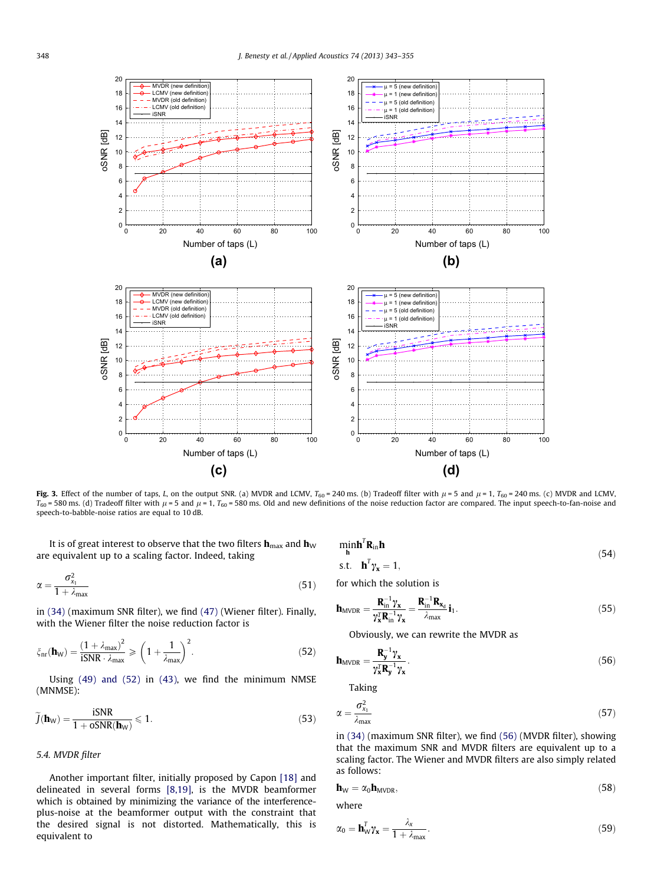**Fig. 3.** Effect of the number of taps, $L$, on the output SNR. (a) MVDR and LCMV, $T_{60}$ = 240 ms. (b) Tradeoff filter with $\mu = 5$ and $\mu = 1$, $T_{60}$ = 240 ms. (c) MVDR and LCMV, $T_{60}$ = 580 ms. (d) Tradeoff filter with $\mu = 5$ and $\mu = 1$, $T_{60}$ = 580 ms. Old and new definitions of the noise reduction factor are compared. The input speech-to-fan-noise and speech-to-babble-noise ratios are equal to 10 dB.

It is of great interest to observe that the two filters $\mathbf{h}_{\max}$ and $\mathbf{h}_{\mathrm{W}}$ are equivalent up to a scaling factor. Indeed, taking

$$\alpha = \frac{\sigma_{x_1}^2}{1 + \lambda_{\max}} \tag{51}$$

in (34) (maximum SNR filter), we find (47) (Wiener filter). Finally, with the Wiener filter the noise reduction factor is

$$\xi_{\mathrm{nr}}(\mathbf{h}_{\mathrm{W}}) = \frac{(1 + \lambda_{\max})^2}{\mathrm{iSNR} \cdot \lambda_{\max}} \geqslant \left(1 + \frac{1}{\lambda_{\max}}\right)^2. \tag{52}$$

Using (49) and (52) in (43), we find the minimum NMSE (MNMSE):

$$\widetilde{J}(\mathbf{h}_{\mathrm{W}}) = \frac{\mathrm{iSNR}}{1 + \mathrm{oSNR}(\mathbf{h}_{\mathrm{W}})} \leqslant 1. \tag{53}$$

### 5.4. MVDR filter

Another important filter, initially proposed by Capon [18] and delineated in several forms [8,19], is the MVDR beamformer which is obtained by minimizing the variance of the interference-plus-noise at the beamformer output with the constraint that the desired signal is not distorted. Mathematically, this is equivalent to

$$\min_{\mathbf{h}} \mathbf{h}^T \mathbf{R}_{\mathrm{in}} \mathbf{h} \quad \text{s.t.} \quad \mathbf{h}^T \boldsymbol{\gamma}_{\mathbf{x}} = 1, \tag{54}$$

for which the solution is

$$\mathbf{h}_{\mathrm{MVDR}} = \frac{\mathbf{R}_{\mathrm{in}}^{-1} \boldsymbol{\gamma}_{\mathbf{x}}}{\boldsymbol{\gamma}_{\mathbf{x}}^T \mathbf{R}_{\mathrm{in}}^{-1} \boldsymbol{\gamma}_{\mathbf{x}}} = \frac{\mathbf{R}_{\mathrm{in}}^{-1} \mathbf{R}_{\mathbf{x}_{\mathrm{d}}}}{\lambda_{\max}} \mathbf{i}_1. \tag{55}$$

Obviously, we can rewrite the MVDR as

$$\mathbf{h}_{\mathrm{MVDR}} = \frac{\mathbf{R}_{\mathbf{y}}^{-1} \boldsymbol{\gamma}_{\mathbf{x}}}{\boldsymbol{\gamma}_{\mathbf{x}}^T \mathbf{R}_{\mathbf{y}}^{-1} \boldsymbol{\gamma}_{\mathbf{x}}}. \tag{56}$$

Taking

$$\alpha = \frac{\sigma_{x_1}^2}{\lambda_{\max}} \tag{57}$$

in (34) (maximum SNR filter), we find (56) (MVDR filter), showing that the maximum SNR and MVDR filters are equivalent up to a scaling factor. The Wiener and MVDR filters are also simply related as follows:

$$\mathbf{h}_{\mathrm{W}} = \alpha_0 \mathbf{h}_{\mathrm{MVDR}}, \tag{58}$$

where

$$\alpha_0 = \mathbf{h}_{\mathrm{W}}^T \boldsymbol{\gamma}_{\mathbf{x}} = \frac{\lambda_x}{1 + \lambda_{\max}}. \tag{59}$$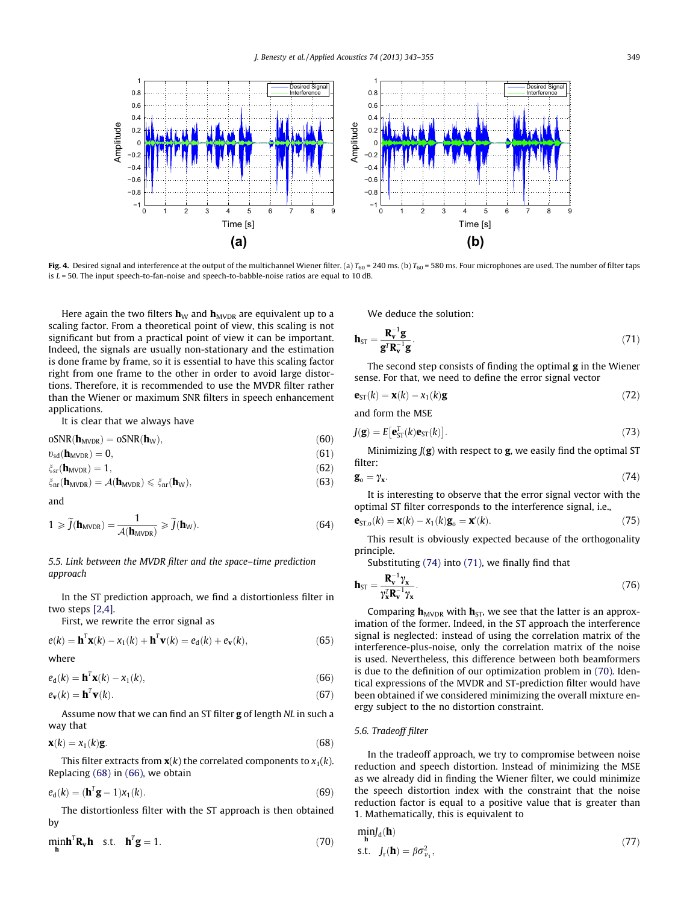Fig. 4. Desired signal and interference at the output of the multichannel Wiener filter. (a) $T_{60}$ = 240 ms. (b) $T_{60}$ = 580 ms. Four microphones are used. The number of filter taps is $L$ = 50. The input speech-to-fan-noise and speech-to-babble-noise ratios are equal to 10 dB.

Here again the two filters $\mathbf{h}_{\mathrm{W}}$ and $\mathbf{h}_{\mathrm{MVDR}}$ are equivalent up to a scaling factor. From a theoretical point of view, this scaling is not significant but from a practical point of view it can be important. Indeed, the signals are usually non-stationary and the estimation is done frame by frame, so it is essential to have this scaling factor right from one frame to the other in order to avoid large distortions. Therefore, it is recommended to use the MVDR filter rather than the Wiener or maximum SNR filters in speech enhancement applications.

It is clear that we always have

$$\mathrm{oSNR}(\mathbf{h}_{\mathrm{MVDR}}) = \mathrm{oSNR}(\mathbf{h}_{\mathrm{W}}), \tag{60}$$

$$\upsilon_{\mathrm{sd}}(\mathbf{h}_{\mathrm{MVDR}}) = 0, \tag{61}$$

$$\xi_{\mathrm{sr}}(\mathbf{h}_{\mathrm{MVDR}}) = 1, \tag{62}$$

$$\xi_{\mathrm{nr}}(\mathbf{h}_{\mathrm{MVDR}}) = \mathcal{A}(\mathbf{h}_{\mathrm{MVDR}}) \leqslant \xi_{\mathrm{nr}}(\mathbf{h}_{\mathrm{W}}), \tag{63}$$

and

$$1 \geqslant \widetilde{J}(\mathbf{h}_{\mathrm{MVDR}}) = \frac{1}{\mathcal{A}(\mathbf{h}_{\mathrm{MVDR}})} \geqslant \widetilde{J}(\mathbf{h}_{\mathrm{W}}). \tag{64}$$

### 5.5. Link between the MVDR filter and the space–time prediction approach

In the ST prediction approach, we find a distortionless filter in two steps [2,4].

First, we rewrite the error signal as

$$e(k) = \mathbf{h}^T\mathbf{x}(k) - x_1(k) + \mathbf{h}^T\mathbf{v}(k) = e_{\mathrm{d}}(k) + e_{\mathbf{v}}(k), \tag{65}$$

where

$$e_{\mathrm{d}}(k) = \mathbf{h}^T\mathbf{x}(k) - x_1(k), \tag{66}$$

$$e_{\mathbf{v}}(k) = \mathbf{h}^T\mathbf{v}(k). \tag{67}$$

Assume now that we can find an ST filter $\mathbf{g}$ of length $NL$ in such a way that

$$\mathbf{x}(k) = x_1(k)\mathbf{g}. \tag{68}$$

This filter extracts from $\mathbf{x}(k)$ the correlated components to $x_1(k)$. Replacing (68) in (66), we obtain

$$e_{\mathrm{d}}(k) = (\mathbf{h}^T\mathbf{g} - 1)x_1(k). \tag{69}$$

The distortionless filter with the ST approach is then obtained by

$$\min_{\mathbf{h}} \mathbf{h}^T\mathbf{R}_{\mathbf{v}}\mathbf{h} \quad \text{s.t.} \quad \mathbf{h}^T\mathbf{g} = 1. \tag{70}$$

We deduce the solution:

$$\mathbf{h}_{\mathrm{ST}} = \frac{\mathbf{R}_{\mathbf{v}}^{-1}\mathbf{g}}{\mathbf{g}^T\mathbf{R}_{\mathbf{v}}^{-1}\mathbf{g}}. \tag{71}$$

The second step consists of finding the optimal $\mathbf{g}$ in the Wiener sense. For that, we need to define the error signal vector

$$\mathbf{e}_{\mathrm{ST}}(k) = \mathbf{x}(k) - x_1(k)\mathbf{g} \tag{72}$$

and form the MSE

$$J(\mathbf{g}) = E\left[\mathbf{e}_{\mathrm{ST}}^T(k)\mathbf{e}_{\mathrm{ST}}(k)\right]. \tag{73}$$

Minimizing $J(\mathbf{g})$ with respect to $\mathbf{g}$, we easily find the optimal ST filter:

$$\mathbf{g}_{\mathrm{o}} = \boldsymbol{\gamma}_{\mathbf{x}}. \tag{74}$$

It is interesting to observe that the error signal vector with the optimal ST filter corresponds to the interference signal, i.e.,

$$\mathbf{e}_{\mathrm{ST,o}}(k) = \mathbf{x}(k) - x_1(k)\mathbf{g}_{\mathrm{o}} = \mathbf{x}'(k). \tag{75}$$

This result is obviously expected because of the orthogonality principle.

Substituting (74) into (71), we finally find that

$$\mathbf{h}_{\mathrm{ST}} = \frac{\mathbf{R}_{\mathbf{v}}^{-1}\boldsymbol{\gamma}_{\mathbf{x}}}{\boldsymbol{\gamma}_{\mathbf{x}}^T\mathbf{R}_{\mathbf{v}}^{-1}\boldsymbol{\gamma}_{\mathbf{x}}}. \tag{76}$$

Comparing $\mathbf{h}_{\mathrm{MVDR}}$ with $\mathbf{h}_{\mathrm{ST}}$, we see that the latter is an approximation of the former. Indeed, in the ST approach the interference signal is neglected: instead of using the correlation matrix of the interference-plus-noise, only the correlation matrix of the noise is used. Nevertheless, this difference between both beamformers is due to the definition of our optimization problem in (70). Identical expressions of the MVDR and ST-prediction filter would have been obtained if we considered minimizing the overall mixture energy subject to the no distortion constraint.

### 5.6. Tradeoff filter

In the tradeoff approach, we try to compromise between noise reduction and speech distortion. Instead of minimizing the MSE as we already did in finding the Wiener filter, we could minimize the speech distortion index with the constraint that the noise reduction factor is equal to a positive value that is greater than 1. Mathematically, this is equivalent to

$$\begin{aligned} &\min_{\mathbf{h}} J_{\mathrm{d}}(\mathbf{h}) \\ &\text{s.t.} \quad J_{\mathrm{r}}(\mathbf{h}) = \beta\sigma_{v_1}^2, \end{aligned} \tag{77}$$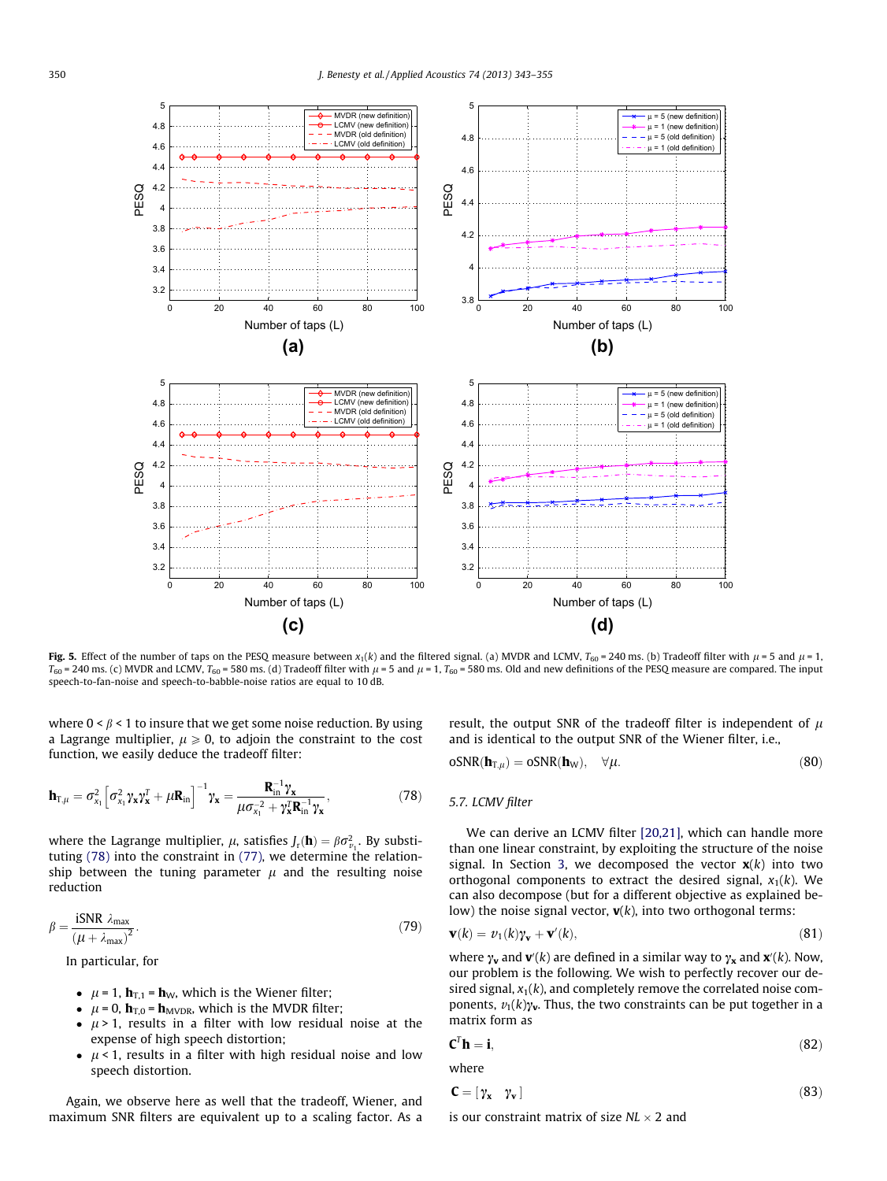Fig. 5. Effect of the number of taps on the PESQ measure between $x_1(k)$ and the filtered signal. (a) MVDR and LCMV, $T_{60}$ = 240 ms. (b) Tradeoff filter with $\mu$ = 5 and $\mu$ = 1, $T_{60}$ = 240 ms. (c) MVDR and LCMV, $T_{60}$ = 580 ms. (d) Tradeoff filter with $\mu$ = 5 and $\mu$ = 1, $T_{60}$ = 580 ms. Old and new definitions of the PESQ measure are compared. The input speech-to-fan-noise and speech-to-babble-noise ratios are equal to 10 dB.

where $0 < \beta < 1$ to insure that we get some noise reduction. By using a Lagrange multiplier, $\mu \geqslant 0$, to adjoin the constraint to the cost function, we easily deduce the tradeoff filter:

$$\mathbf{h}_{\mathrm{T},\mu} = \sigma_{x_1}^2 \left[ \sigma_{x_1}^2 \boldsymbol{\gamma}_{\mathbf{x}} \boldsymbol{\gamma}_{\mathbf{x}}^T + \mu \mathbf{R}_{\mathrm{in}} \right]^{-1} \boldsymbol{\gamma}_{\mathbf{x}} = \frac{\mathbf{R}_{\mathrm{in}}^{-1} \boldsymbol{\gamma}_{\mathbf{x}}}{\mu \sigma_{x_1}^{-2} + \boldsymbol{\gamma}_{\mathbf{x}}^T \mathbf{R}_{\mathrm{in}}^{-1} \boldsymbol{\gamma}_{\mathbf{x}}}, \tag{78}$$

where the Lagrange multiplier, $\mu$, satisfies $J_r(\mathbf{h}) = \beta \sigma_{v_1}^2$. By substituting (78) into the constraint in (77), we determine the relationship between the tuning parameter $\mu$ and the resulting noise reduction

$$\beta = \frac{\mathrm{iSNR}\ \lambda_{\max}}{(\mu + \lambda_{\max})^2}. \tag{79}$$

In particular, for

- $\mu = 1$, $\mathbf{h}_{\mathrm{T},1} = \mathbf{h}_{\mathrm{W}}$, which is the Wiener filter;
- $\mu = 0$, $\mathbf{h}_{\mathrm{T},0} = \mathbf{h}_{\mathrm{MVDR}}$, which is the MVDR filter;
- $\mu > 1$, results in a filter with low residual noise at the expense of high speech distortion;
- $\mu < 1$, results in a filter with high residual noise and low speech distortion.

Again, we observe here as well that the tradeoff, Wiener, and maximum SNR filters are equivalent up to a scaling factor. As a result, the output SNR of the tradeoff filter is independent of $\mu$ and is identical to the output SNR of the Wiener filter, i.e.,

$$\mathrm{oSNR}(\mathbf{h}_{\mathrm{T},\mu}) = \mathrm{oSNR}(\mathbf{h}_{\mathrm{W}}), \quad \forall \mu. \tag{80}$$

### 5.7. LCMV filter

We can derive an LCMV filter [20,21], which can handle more than one linear constraint, by exploiting the structure of the noise signal. In Section 3, we decomposed the vector $\mathbf{x}(k)$ into two orthogonal components to extract the desired signal, $x_1(k)$. We can also decompose (but for a different objective as explained below) the noise signal vector, $\mathbf{v}(k)$, into two orthogonal terms:

$$\mathbf{v}(k) = v_1(k)\boldsymbol{\gamma}_{\mathbf{v}} + \mathbf{v}'(k), \tag{81}$$

where $\boldsymbol{\gamma}_{\mathbf{v}}$ and $\mathbf{v}'(k)$ are defined in a similar way to $\boldsymbol{\gamma}_{\mathbf{x}}$ and $\mathbf{x}'(k)$. Now, our problem is the following. We wish to perfectly recover our desired signal, $x_1(k)$, and completely remove the correlated noise components, $v_1(k)\boldsymbol{\gamma}_{\mathbf{v}}$. Thus, the two constraints can be put together in a matrix form as

$$\mathbf{C}^T \mathbf{h} = \mathbf{i}, \tag{82}$$

where

$$\mathbf{C} = [\, \boldsymbol{\gamma}_{\mathbf{x}} \quad \boldsymbol{\gamma}_{\mathbf{v}} \,] \tag{83}$$

is our constraint matrix of size $NL \times 2$ and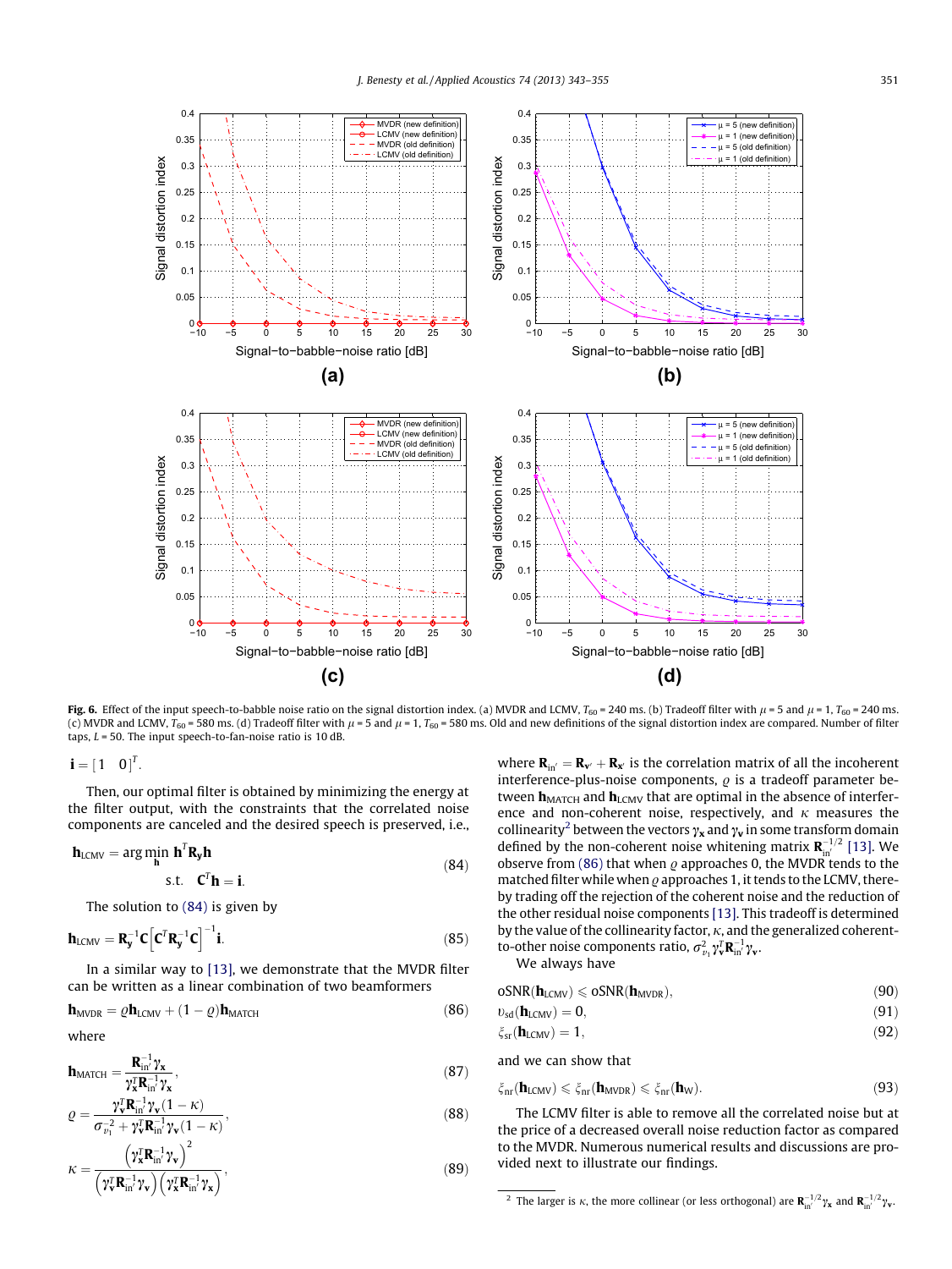**Fig. 6.** Effect of the input speech-to-babble noise ratio on the signal distortion index. (a) MVDR and LCMV, $T_{60}$ = 240 ms. (b) Tradeoff filter with $\mu$ = 5 and $\mu$ = 1, $T_{60}$ = 240 ms. (c) MVDR and LCMV, $T_{60}$ = 580 ms. (d) Tradeoff filter with $\mu$ = 5 and $\mu$ = 1, $T_{60}$ = 580 ms. Old and new definitions of the signal distortion index are compared. Number of filter taps, $L$ = 50. The input speech-to-fan-noise ratio is 10 dB.

$$\mathbf{i} = [1 \quad 0]^T.$$

Then, our optimal filter is obtained by minimizing the energy at the filter output, with the constraints that the correlated noise components are canceled and the desired speech is preserved, i.e.,

$$\mathbf{h}_{\text{LCMV}} = \arg\min_{\mathbf{h}} \mathbf{h}^T \mathbf{R}_{\mathbf{y}} \mathbf{h} \quad \text{s.t.} \quad \mathbf{C}^T \mathbf{h} = \mathbf{i}. \tag{84}$$

The solution to (84) is given by

$$\mathbf{h}_{\text{LCMV}} = \mathbf{R}_{\mathbf{y}}^{-1} \mathbf{C} \left[ \mathbf{C}^T \mathbf{R}_{\mathbf{y}}^{-1} \mathbf{C} \right]^{-1} \mathbf{i}. \tag{85}$$

In a similar way to [13], we demonstrate that the MVDR filter can be written as a linear combination of two beamformers

$$\mathbf{h}_{\text{MVDR}} = \varrho \mathbf{h}_{\text{LCMV}} + (1 - \varrho) \mathbf{h}_{\text{MATCH}} \tag{86}$$

where

$$\mathbf{h}_{\text{MATCH}} = \frac{\mathbf{R}_{\text{in}'}^{-1} \boldsymbol{\gamma}_{\mathbf{x}}}{\boldsymbol{\gamma}_{\mathbf{x}}^T \mathbf{R}_{\text{in}'}^{-1} \boldsymbol{\gamma}_{\mathbf{x}}}, \tag{87}$$

$$\varrho = \frac{\boldsymbol{\gamma}_{\mathbf{v}}^T \mathbf{R}_{\text{in}'}^{-1} \boldsymbol{\gamma}_{\mathbf{v}} (1 - \kappa)}{\sigma_{v_1}^{-2} + \boldsymbol{\gamma}_{\mathbf{v}}^T \mathbf{R}_{\text{in}'}^{-1} \boldsymbol{\gamma}_{\mathbf{v}} (1 - \kappa)}, \tag{88}$$

$$\kappa = \frac{\left( \boldsymbol{\gamma}_{\mathbf{x}}^T \mathbf{R}_{\text{in}'}^{-1} \boldsymbol{\gamma}_{\mathbf{v}} \right)^2}{\left( \boldsymbol{\gamma}_{\mathbf{v}}^T \mathbf{R}_{\text{in}'}^{-1} \boldsymbol{\gamma}_{\mathbf{v}} \right) \left( \boldsymbol{\gamma}_{\mathbf{x}}^T \mathbf{R}_{\text{in}'}^{-1} \boldsymbol{\gamma}_{\mathbf{x}} \right)}, \tag{89}$$

where $\mathbf{R}_{\text{in}'} = \mathbf{R}_{\mathbf{v}'} + \mathbf{R}_{\mathbf{x}'}$ is the correlation matrix of all the incoherent interference-plus-noise components, $\varrho$ is a tradeoff parameter between $\mathbf{h}_{\text{MATCH}}$ and $\mathbf{h}_{\text{LCMV}}$ that are optimal in the absence of interference and non-coherent noise, respectively, and $\kappa$ measures the collinearity[2] between the vectors $\boldsymbol{\gamma}_{\mathbf{x}}$ and $\boldsymbol{\gamma}_{\mathbf{v}}$ in some transform domain defined by the non-coherent noise whitening matrix $\mathbf{R}_{\text{in}'}^{-1/2}$ [13]. We observe from (86) that when $\varrho$ approaches 0, the MVDR tends to the matched filter while when $\varrho$ approaches 1, it tends to the LCMV, thereby trading off the rejection of the coherent noise and the reduction of the other residual noise components [13]. This tradeoff is determined by the value of the collinearity factor, $\kappa$, and the generalized coherent-to-other noise components ratio, $\sigma_{v_1}^2 \boldsymbol{\gamma}_{\mathbf{v}}^T \mathbf{R}_{\text{in}'}^{-1} \boldsymbol{\gamma}_{\mathbf{v}}$.

We always have

$$\text{oSNR}(\mathbf{h}_{\text{LCMV}}) \leqslant \text{oSNR}(\mathbf{h}_{\text{MVDR}}), \tag{90}$$

$$v_{\text{sd}}(\mathbf{h}_{\text{LCMV}}) = 0, \tag{91}$$

$$\xi_{\text{sr}}(\mathbf{h}_{\text{LCMV}}) = 1, \tag{92}$$

and we can show that

$$\xi_{\text{nr}}(\mathbf{h}_{\text{LCMV}}) \leqslant \xi_{\text{nr}}(\mathbf{h}_{\text{MVDR}}) \leqslant \xi_{\text{nr}}(\mathbf{h}_{\text{W}}). \tag{93}$$

The LCMV filter is able to remove all the correlated noise but at the price of a decreased overall noise reduction factor as compared to the MVDR. Numerous numerical results and discussions are provided next to illustrate our findings.

[2] The larger is $\kappa$, the more collinear (or less orthogonal) are $\mathbf{R}_{\text{in}'}^{-1/2} \boldsymbol{\gamma}_{\mathbf{x}}$ and $\mathbf{R}_{\text{in}'}^{-1/2} \boldsymbol{\gamma}_{\mathbf{v}}$.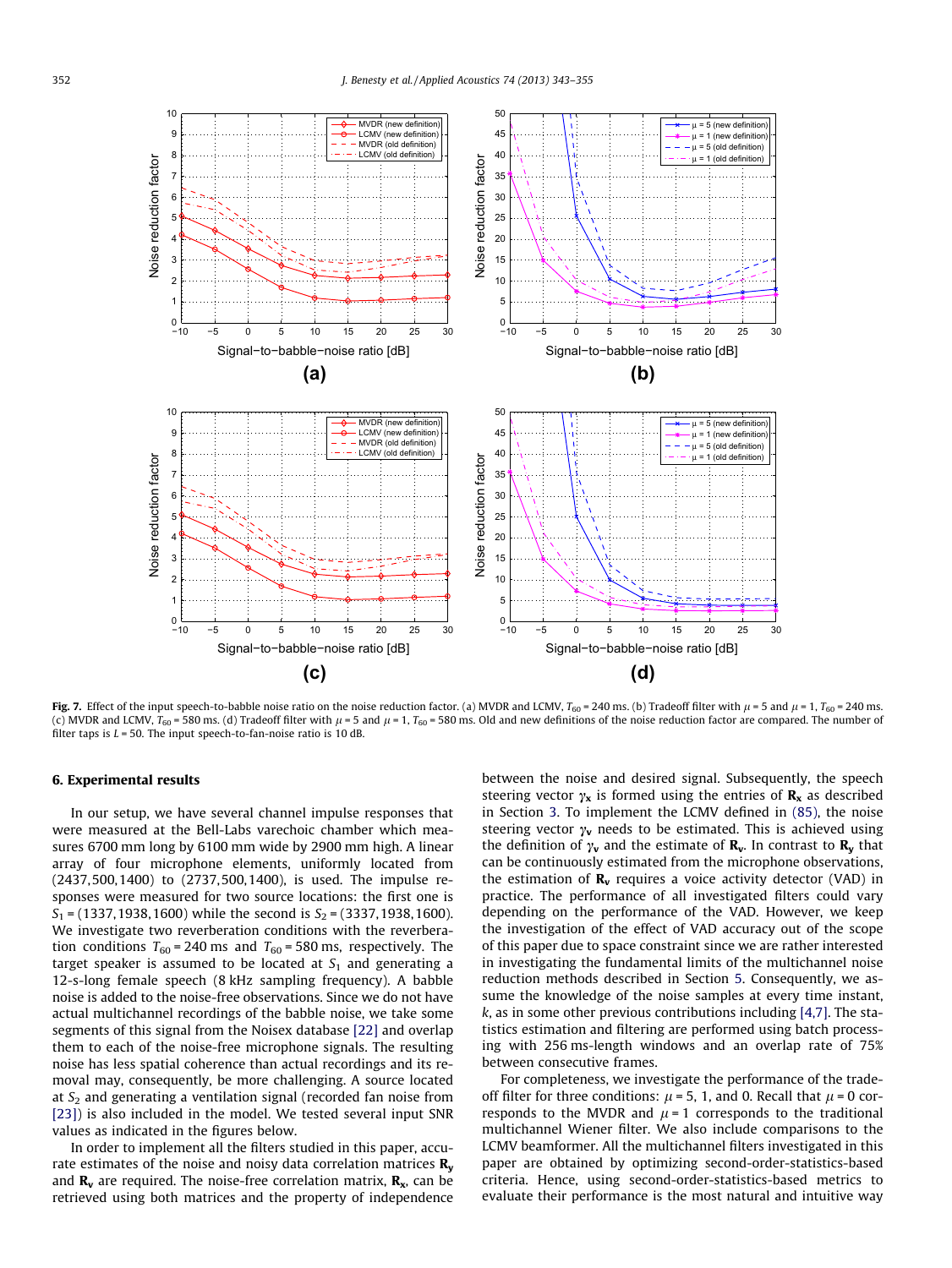**Fig. 7.** Effect of the input speech-to-babble noise ratio on the noise reduction factor. (a) MVDR and LCMV, $T_{60}$ = 240 ms. (b) Tradeoff filter with $\mu$ = 5 and $\mu$ = 1, $T_{60}$ = 240 ms. (c) MVDR and LCMV, $T_{60}$ = 580 ms. (d) Tradeoff filter with $\mu$ = 5 and $\mu$ = 1, $T_{60}$ = 580 ms. Old and new definitions of the noise reduction factor are compared. The number of filter taps is $L$ = 50. The input speech-to-fan-noise ratio is 10 dB.

## 6. Experimental results

In our setup, we have several channel impulse responses that were measured at the Bell-Labs varechoic chamber which measures 6700 mm long by 6100 mm wide by 2900 mm high. A linear array of four microphone elements, uniformly located from (2437,500,1400) to (2737,500,1400), is used. The impulse responses were measured for two source locations: the first one is $S_1$ = (1337,1938,1600) while the second is $S_2$ = (3337,1938,1600). We investigate two reverberation conditions with the reverberation conditions $T_{60}$ = 240 ms and $T_{60}$ = 580 ms, respectively. The target speaker is assumed to be located at $S_1$ and generating a 12-s-long female speech (8 kHz sampling frequency). A babble noise is added to the noise-free observations. Since we do not have actual multichannel recordings of the babble noise, we take some segments of this signal from the Noisex database [22] and overlap them to each of the noise-free microphone signals. The resulting noise has less spatial coherence than actual recordings and its removal may, consequently, be more challenging. A source located at $S_2$ and generating a ventilation signal (recorded fan noise from [23]) is also included in the model. We tested several input SNR values as indicated in the figures below.

In order to implement all the filters studied in this paper, accurate estimates of the noise and noisy data correlation matrices $\mathbf{R_y}$ and $\mathbf{R_v}$ are required. The noise-free correlation matrix, $\mathbf{R_x}$, can be retrieved using both matrices and the property of independence between the noise and desired signal. Subsequently, the speech steering vector $\gamma_\mathbf{x}$ is formed using the entries of $\mathbf{R_x}$ as described in Section 3. To implement the LCMV defined in (85), the noise steering vector $\gamma_\mathbf{v}$ needs to be estimated. This is achieved using the definition of $\gamma_\mathbf{v}$ and the estimate of $\mathbf{R_v}$. In contrast to $\mathbf{R_y}$ that can be continuously estimated from the microphone observations, the estimation of $\mathbf{R_v}$ requires a voice activity detector (VAD) in practice. The performance of all investigated filters could vary depending on the performance of the VAD. However, we keep the investigation of the effect of VAD accuracy out of the scope of this paper due to space constraint since we are rather interested in investigating the fundamental limits of the multichannel noise reduction methods described in Section 5. Consequently, we assume the knowledge of the noise samples at every time instant, $k$, as in some other previous contributions including [4,7]. The statistics estimation and filtering are performed using batch processing with 256 ms-length windows and an overlap rate of 75% between consecutive frames.

For completeness, we investigate the performance of the tradeoff filter for three conditions: $\mu$ = 5, 1, and 0. Recall that $\mu$ = 0 corresponds to the MVDR and $\mu$ = 1 corresponds to the traditional multichannel Wiener filter. We also include comparisons to the LCMV beamformer. All the multichannel filters investigated in this paper are obtained by optimizing second-order-statistics-based criteria. Hence, using second-order-statistics-based metrics to evaluate their performance is the most natural and intuitive way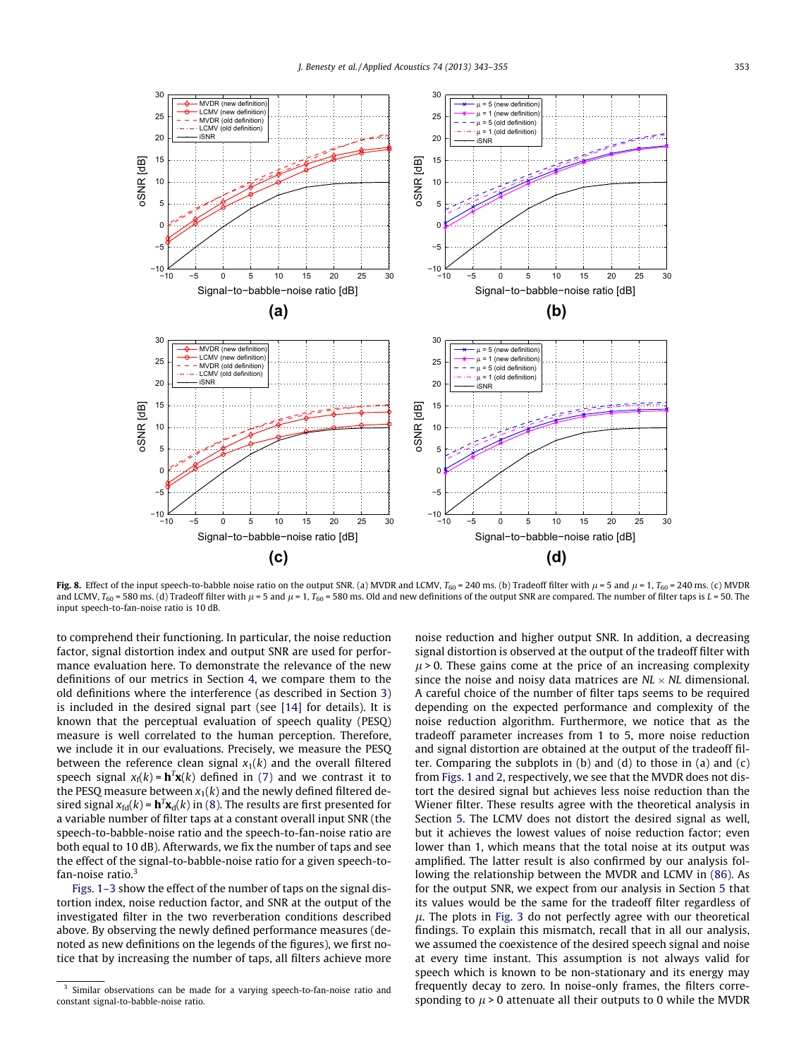**Fig. 8.** Effect of the input speech-to-babble noise ratio on the output SNR. (a) MVDR and LCMV, $T_{60} = 240$ ms. (b) Tradeoff filter with $\mu = 5$ and $\mu = 1$, $T_{60} = 240$ ms. (c) MVDR and LCMV, $T_{60} = 580$ ms. (d) Tradeoff filter with $\mu = 5$ and $\mu = 1$, $T_{60} = 580$ ms. Old and new definitions of the output SNR are compared. The number of filter taps is $L = 50$. The input speech-to-fan-noise ratio is 10 dB.

to comprehend their functioning. In particular, the noise reduction factor, signal distortion index and output SNR are used for performance evaluation here. To demonstrate the relevance of the new definitions of our metrics in Section 4, we compare them to the old definitions where the interference (as described in Section 3) is included in the desired signal part (see [14] for details). It is known that the perceptual evaluation of speech quality (PESQ) measure is well correlated to the human perception. Therefore, we include it in our evaluations. Precisely, we measure the PESQ between the reference clean signal $x_1(k)$ and the overall filtered speech signal $x_f(k) = \mathbf{h}^T\mathbf{x}(k)$ defined in (7) and we contrast it to the PESQ measure between $x_1(k)$ and the newly defined filtered desired signal $x_{fd}(k) = \mathbf{h}^T\mathbf{x}_d(k)$ in (8). The results are first presented for a variable number of filter taps at a constant overall input SNR (the speech-to-babble-noise ratio and the speech-to-fan-noise ratio are both equal to 10 dB). Afterwards, we fix the number of taps and see the effect of the signal-to-babble-noise ratio for a given speech-to-fan-noise ratio.[3]

Figs. 1–3 show the effect of the number of taps on the signal distortion index, noise reduction factor, and SNR at the output of the investigated filter in the two reverberation conditions described above. By observing the newly defined performance measures (denoted as new definitions on the legends of the figures), we first notice that by increasing the number of taps, all filters achieve more noise reduction and higher output SNR. In addition, a decreasing signal distortion is observed at the output of the tradeoff filter with $\mu > 0$. These gains come at the price of an increasing complexity since the noise and noisy data matrices are $NL \times NL$ dimensional. A careful choice of the number of filter taps seems to be required depending on the expected performance and complexity of the noise reduction algorithm. Furthermore, we notice that as the tradeoff parameter increases from 1 to 5, more noise reduction and signal distortion are obtained at the output of the tradeoff filter. Comparing the subplots in (b) and (d) to those in (a) and (c) from Figs. 1 and 2, respectively, we see that the MVDR does not distort the desired signal but achieves less noise reduction than the Wiener filter. These results agree with the theoretical analysis in Section 5. The LCMV does not distort the desired signal as well, but it achieves the lowest values of noise reduction factor; even lower than 1, which means that the total noise at its output was amplified. The latter result is also confirmed by our analysis following the relationship between the MVDR and LCMV in (86). As for the output SNR, we expect from our analysis in Section 5 that its values would be the same for the tradeoff filter regardless of $\mu$. The plots in Fig. 3 do not perfectly agree with our theoretical findings. To explain this mismatch, recall that in all our analysis, we assumed the coexistence of the desired speech signal and noise at every time instant. This assumption is not always valid for speech which is known to be non-stationary and its energy may frequently decay to zero. In noise-only frames, the filters corresponding to $\mu > 0$ attenuate all their outputs to 0 while the MVDR

[3] Similar observations can be made for a varying speech-to-fan-noise ratio and constant signal-to-babble-noise ratio.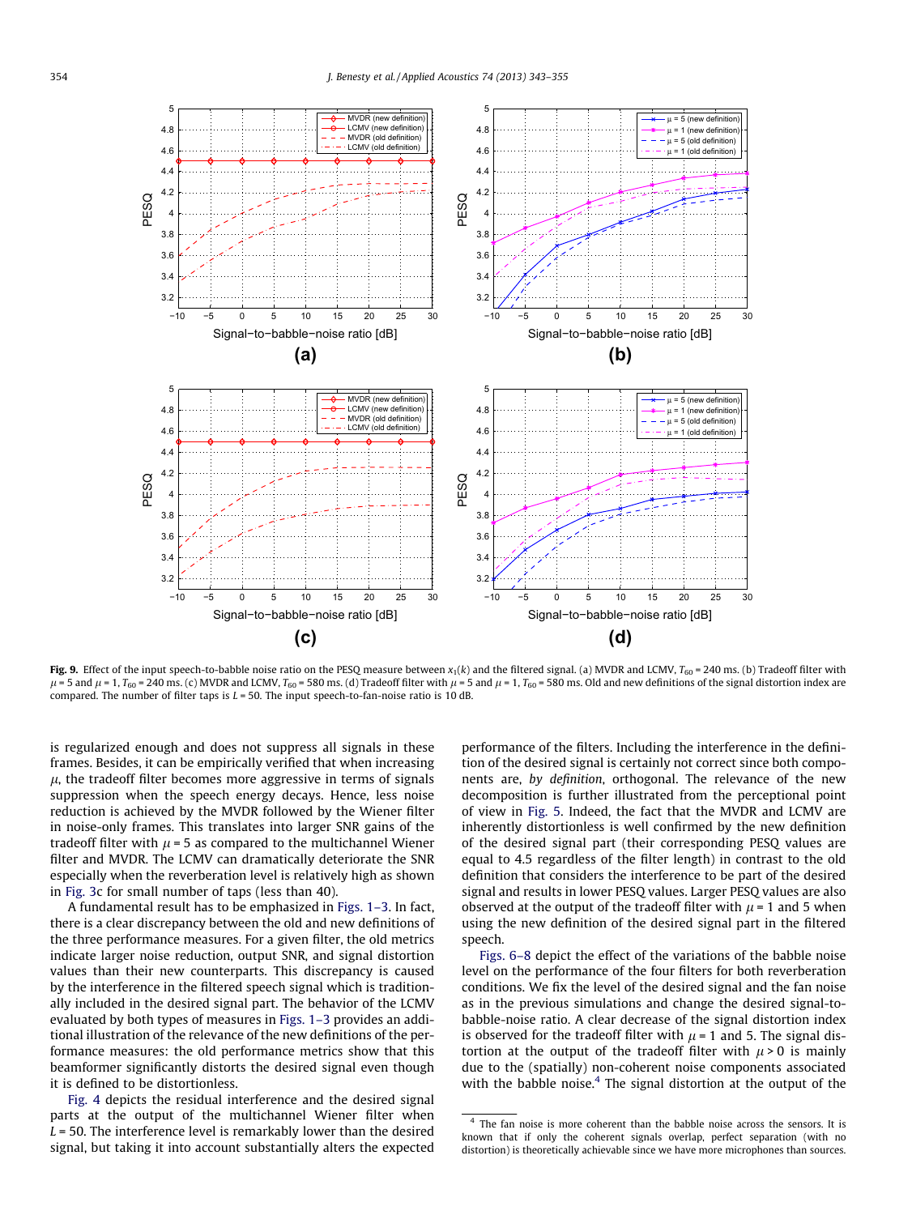**Fig. 9.** Effect of the input speech-to-babble noise ratio on the PESQ measure between $x_1(k)$ and the filtered signal. (a) MVDR and LCMV, $T_{60}$ = 240 ms. (b) Tradeoff filter with $\mu$ = 5 and $\mu$ = 1, $T_{60}$ = 240 ms. (c) MVDR and LCMV, $T_{60}$ = 580 ms. (d) Tradeoff filter with $\mu$ = 5 and $\mu$ = 1, $T_{60}$ = 580 ms. Old and new definitions of the signal distortion index are compared. The number of filter taps is $L$ = 50. The input speech-to-fan-noise ratio is 10 dB.

is regularized enough and does not suppress all signals in these frames. Besides, it can be empirically verified that when increasing $\mu$, the tradeoff filter becomes more aggressive in terms of signals suppression when the speech energy decays. Hence, less noise reduction is achieved by the MVDR followed by the Wiener filter in noise-only frames. This translates into larger SNR gains of the tradeoff filter with $\mu$ = 5 as compared to the multichannel Wiener filter and MVDR. The LCMV can dramatically deteriorate the SNR especially when the reverberation level is relatively high as shown in Fig. 3c for small number of taps (less than 40).

A fundamental result has to be emphasized in Figs. 1–3. In fact, there is a clear discrepancy between the old and new definitions of the three performance measures. For a given filter, the old metrics indicate larger noise reduction, output SNR, and signal distortion values than their new counterparts. This discrepancy is caused by the interference in the filtered speech signal which is traditionally included in the desired signal part. The behavior of the LCMV evaluated by both types of measures in Figs. 1–3 provides an additional illustration of the relevance of the new definitions of the performance measures: the old performance metrics show that this beamformer significantly distorts the desired signal even though it is defined to be distortionless.

Fig. 4 depicts the residual interference and the desired signal parts at the output of the multichannel Wiener filter when $L$ = 50. The interference level is remarkably lower than the desired signal, but taking it into account substantially alters the expected performance of the filters. Including the interference in the definition of the desired signal is certainly not correct since both components are, *by definition*, orthogonal. The relevance of the new decomposition is further illustrated from the perceptional point of view in Fig. 5. Indeed, the fact that the MVDR and LCMV are inherently distortionless is well confirmed by the new definition of the desired signal part (their corresponding PESQ values are equal to 4.5 regardless of the filter length) in contrast to the old definition that considers the interference to be part of the desired signal and results in lower PESQ values. Larger PESQ values are also observed at the output of the tradeoff filter with $\mu$ = 1 and 5 when using the new definition of the desired signal part in the filtered speech.

Figs. 6–8 depict the effect of the variations of the babble noise level on the performance of the four filters for both reverberation conditions. We fix the level of the desired signal and the fan noise as in the previous simulations and change the desired signal-to-babble-noise ratio. A clear decrease of the signal distortion index is observed for the tradeoff filter with $\mu$ = 1 and 5. The signal distortion at the output of the tradeoff filter with $\mu > 0$ is mainly due to the (spatially) non-coherent noise components associated with the babble noise.[4] The signal distortion at the output of the

[4] The fan noise is more coherent than the babble noise across the sensors. It is known that if only the coherent signals overlap, perfect separation (with no distortion) is theoretically achievable since we have more microphones than sources.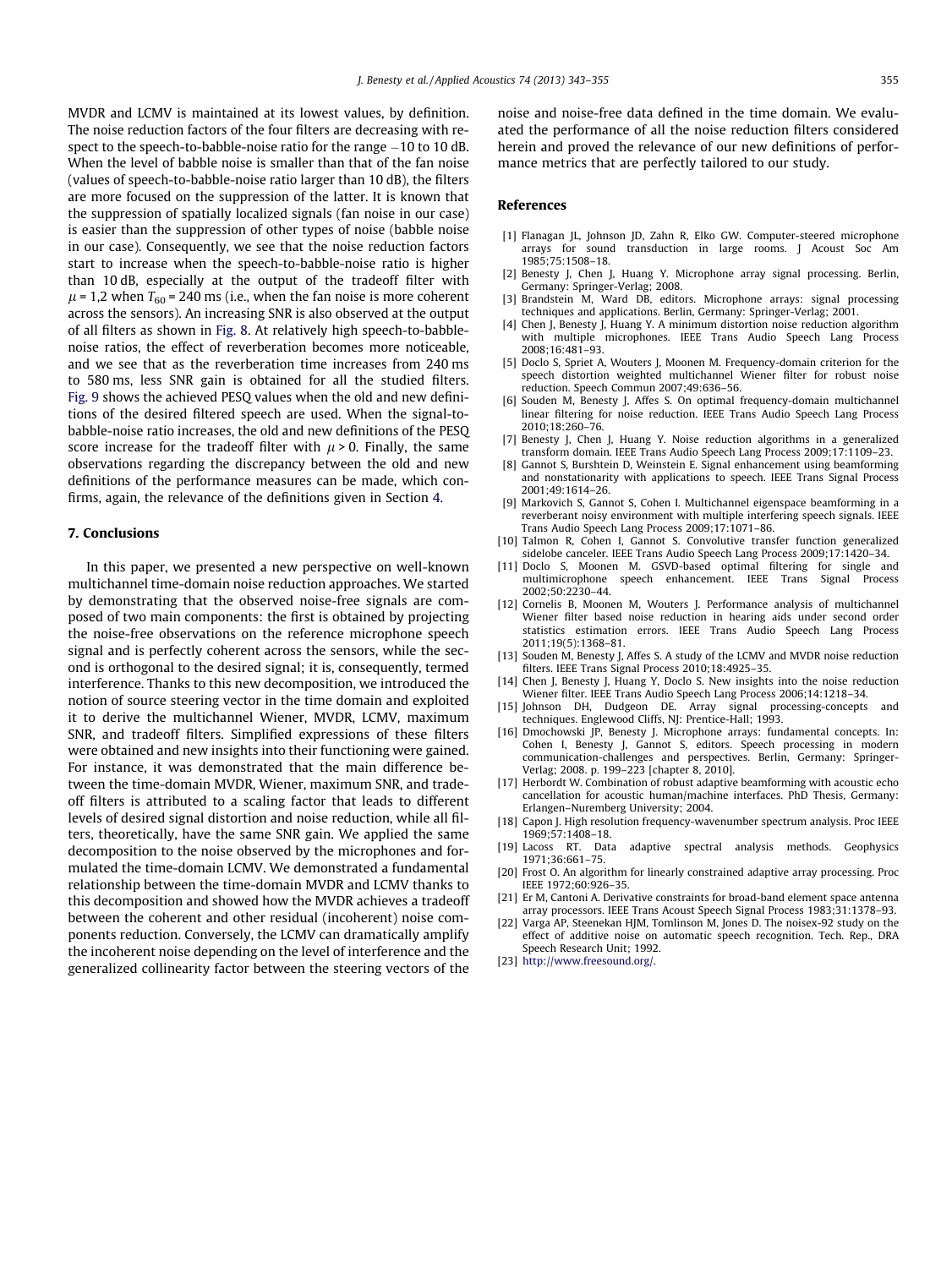MVDR and LCMV is maintained at its lowest values, by definition. The noise reduction factors of the four filters are decreasing with respect to the speech-to-babble-noise ratio for the range −10 to 10 dB. When the level of babble noise is smaller than that of the fan noise (values of speech-to-babble-noise ratio larger than 10 dB), the filters are more focused on the suppression of the latter. It is known that the suppression of spatially localized signals (fan noise in our case) is easier than the suppression of other types of noise (babble noise in our case). Consequently, we see that the noise reduction factors start to increase when the speech-to-babble-noise ratio is higher than 10 dB, especially at the output of the tradeoff filter with $\mu = 1,2$ when $T_{60} = 240$ ms (i.e., when the fan noise is more coherent across the sensors). An increasing SNR is also observed at the output of all filters as shown in Fig. 8. At relatively high speech-to-babble-noise ratios, the effect of reverberation becomes more noticeable, and we see that as the reverberation time increases from 240 ms to 580 ms, less SNR gain is obtained for all the studied filters. Fig. 9 shows the achieved PESQ values when the old and new definitions of the desired filtered speech are used. When the signal-to-babble-noise ratio increases, the old and new definitions of the PESQ score increase for the tradeoff filter with $\mu > 0$. Finally, the same observations regarding the discrepancy between the old and new definitions of the performance measures can be made, which confirms, again, the relevance of the definitions given in Section 4.

## 7. Conclusions

In this paper, we presented a new perspective on well-known multichannel time-domain noise reduction approaches. We started by demonstrating that the observed noise-free signals are composed of two main components: the first is obtained by projecting the noise-free observations on the reference microphone speech signal and is perfectly coherent across the sensors, while the second is orthogonal to the desired signal; it is, consequently, termed interference. Thanks to this new decomposition, we introduced the notion of source steering vector in the time domain and exploited it to derive the multichannel Wiener, MVDR, LCMV, maximum SNR, and tradeoff filters. Simplified expressions of these filters were obtained and new insights into their functioning were gained. For instance, it was demonstrated that the main difference between the time-domain MVDR, Wiener, maximum SNR, and tradeoff filters is attributed to a scaling factor that leads to different levels of desired signal distortion and noise reduction, while all filters, theoretically, have the same SNR gain. We applied the same decomposition to the noise observed by the microphones and formulated the time-domain LCMV. We demonstrated a fundamental relationship between the time-domain MVDR and LCMV thanks to this decomposition and showed how the MVDR achieves a tradeoff between the coherent and other residual (incoherent) noise components reduction. Conversely, the LCMV can dramatically amplify the incoherent noise depending on the level of interference and the generalized collinearity factor between the steering vectors of the noise and noise-free data defined in the time domain. We evaluated the performance of all the noise reduction filters considered herein and proved the relevance of our new definitions of performance metrics that are perfectly tailored to our study.

## References

[1] Flanagan JL, Johnson JD, Zahn R, Elko GW. Computer-steered microphone arrays for sound transduction in large rooms. J Acoust Soc Am 1985;75:1508–18.

[2] Benesty J, Chen J, Huang Y. Microphone array signal processing. Berlin, Germany: Springer-Verlag; 2008.

[3] Brandstein M, Ward DB, editors. Microphone arrays: signal processing techniques and applications. Berlin, Germany: Springer-Verlag; 2001.

[4] Chen J, Benesty J, Huang Y. A minimum distortion noise reduction algorithm with multiple microphones. IEEE Trans Audio Speech Lang Process 2008;16:481–93.

[5] Doclo S, Spriet A, Wouters J, Moonen M. Frequency-domain criterion for the speech distortion weighted multichannel Wiener filter for robust noise reduction. Speech Commun 2007;49:636–56.

[6] Souden M, Benesty J, Affes S. On optimal frequency-domain multichannel linear filtering for noise reduction. IEEE Trans Audio Speech Lang Process 2010;18:260–76.

[7] Benesty J, Chen J, Huang Y. Noise reduction algorithms in a generalized transform domain. IEEE Trans Audio Speech Lang Process 2009;17:1109–23.

[8] Gannot S, Burshtein D, Weinstein E. Signal enhancement using beamforming and nonstationarity with applications to speech. IEEE Trans Signal Process 2001;49:1614–26.

[9] Markovich S, Gannot S, Cohen I. Multichannel eigenspace beamforming in a reverberant noisy environment with multiple interfering speech signals. IEEE Trans Audio Speech Lang Process 2009;17:1071–86.

[10] Talmon R, Cohen I, Gannot S. Convolutive transfer function generalized sidelobe canceler. IEEE Trans Audio Speech Lang Process 2009;17:1420–34.

[11] Doclo S, Moonen M. GSVD-based optimal filtering for single and multimicrophone speech enhancement. IEEE Trans Signal Process 2002;50:2230–44.

[12] Cornelis B, Moonen M, Wouters J. Performance analysis of multichannel Wiener filter based noise reduction in hearing aids under second order statistics estimation errors. IEEE Trans Audio Speech Lang Process 2011;19(5):1368–81.

[13] Souden M, Benesty J, Affes S. A study of the LCMV and MVDR noise reduction filters. IEEE Trans Signal Process 2010;18:4925–35.

[14] Chen J, Benesty J, Huang Y, Doclo S. New insights into the noise reduction Wiener filter. IEEE Trans Audio Speech Lang Process 2006;14:1218–34.

[15] Johnson DH, Dudgeon DE. Array signal processing-concepts and techniques. Englewood Cliffs, NJ: Prentice-Hall; 1993.

[16] Dmochowski JP, Benesty J. Microphone arrays: fundamental concepts. In: Cohen I, Benesty J, Gannot S, editors. Speech processing in modern communication-challenges and perspectives. Berlin, Germany: Springer-Verlag; 2008. p. 199–223 [chapter 8, 2010].

[17] Herbordt W. Combination of robust adaptive beamforming with acoustic echo cancellation for acoustic human/machine interfaces. PhD Thesis, Germany: Erlangen–Nuremberg University; 2004.

[18] Capon J. High resolution frequency-wavenumber spectrum analysis. Proc IEEE 1969;57:1408–18.

[19] Lacoss RT. Data adaptive spectral analysis methods. Geophysics 1971;36:661–75.

[20] Frost O. An algorithm for linearly constrained adaptive array processing. Proc IEEE 1972;60:926–35.

[21] Er M, Cantoni A. Derivative constraints for broad-band element space antenna array processors. IEEE Trans Acoust Speech Signal Process 1983;31:1378–93.

[22] Varga AP, Steeneken HJM, Tomlinson M, Jones D. The noisex-92 study on the effect of additive noise on automatic speech recognition. Tech. Rep., DRA Speech Research Unit; 1992.

[23] http://www.freesound.org/.